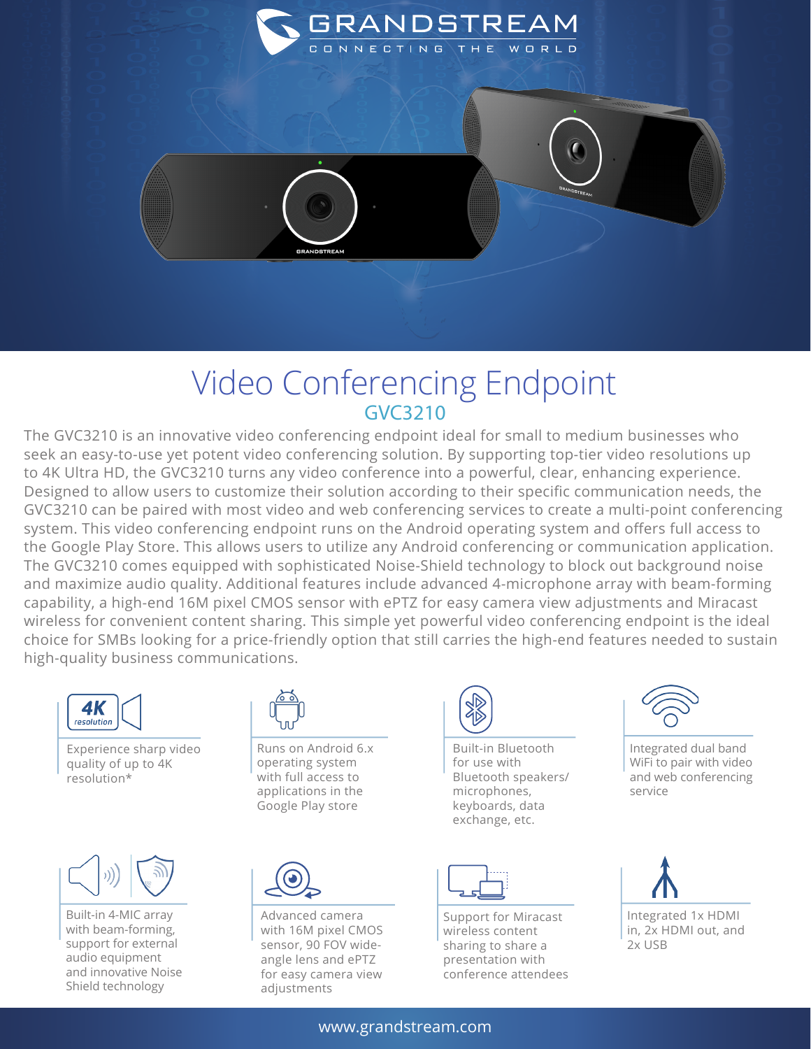# Video Conferencing Endpoint

## GVC3210

The GVC3210 is an innovative video conferencing endpoint ideal for small to medium businesses who seek an easy-to-use yet potent video conferencing solution. By supporting top-tier video resolutions up to 4K Ultra HD, the GVC3210 turns any video conference into a powerful, clear, enhancing experience. Designed to allow users to customize their solution according to their specific communication needs, the GVC3210 can be paired with most video and web conferencing services to create a multi-point conferencing system. This video conferencing endpoint runs on the Android operating system and offers full access to the Google Play Store. This allows users to utilize any Android conferencing or communication application. The GVC3210 comes equipped with sophisticated Noise-Shield technology to block out background noise and maximize audio quality. Additional features include advanced 4-microphone array with beam-forming capability, a high-end 16M pixel CMOS sensor with ePTZ for easy camera view adjustments and Miracast wireless for convenient content sharing. This simple yet powerful video conferencing endpoint is the ideal choice for SMBs looking for a price-friendly option that still carries the high-end features needed to sustain high-quality business communications.

- Experience sharp video quality of up to 4K resolution*
- Runs on Android 6.x operating system with full access to applications in the Google Play store
- Built-in Bluetooth for use with Bluetooth speakers/ microphones, keyboards, data exchange, etc.
- Integrated dual band WiFi to pair with video and web conferencing service
- Built-in 4-MIC array with beam-forming, support for external audio equipment and innovative Noise Shield technology
- Advanced camera with 16M pixel CMOS sensor, 90 FOV wide-angle lens and ePTZ for easy camera view adjustments
- Support for Miracast wireless content sharing to share a presentation with conference attendees
- Integrated 1x HDMI in, 2x HDMI out, and 2x USB

www.grandstream.com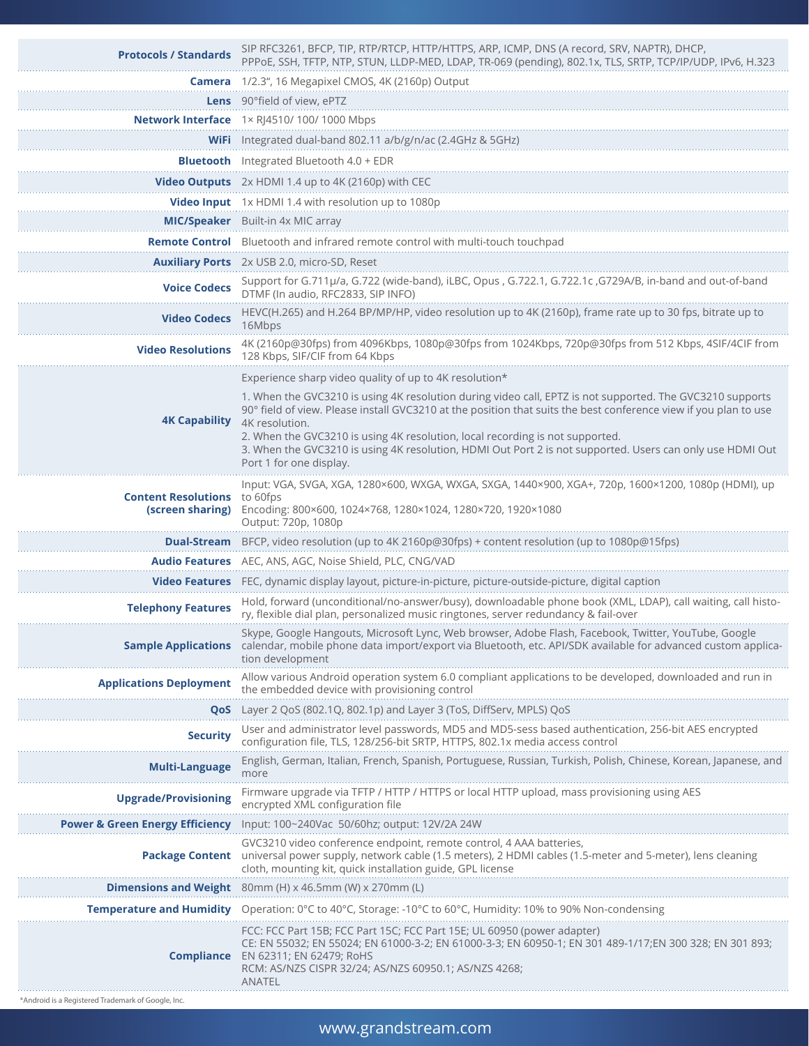| | |
|---|---|
| **Protocols / Standards** | SIP RFC3261, BFCP, TIP, RTP/RTCP, HTTP/HTTPS, ARP, ICMP, DNS (A record, SRV, NAPTR), DHCP, PPPoE, SSH, TFTP, NTP, STUN, LLDP-MED, LDAP, TR-069 (pending), 802.1x, TLS, SRTP, TCP/IP/UDP, IPv6, H.323 |
| **Camera** | 1/2.3", 16 Megapixel CMOS, 4K (2160p) Output |
| **Lens** | 90°field of view, ePTZ |
| **Network Interface** | 1× RJ4510/ 100/ 1000 Mbps |
| **WiFi** | Integrated dual-band 802.11 a/b/g/n/ac (2.4GHz & 5GHz) |
| **Bluetooth** | Integrated Bluetooth 4.0 + EDR |
| **Video Outputs** | 2x HDMI 1.4 up to 4K (2160p) with CEC |
| **Video Input** | 1x HDMI 1.4 with resolution up to 1080p |
| **MIC/Speaker** | Built-in 4x MIC array |
| **Remote Control** | Bluetooth and infrared remote control with multi-touch touchpad |
| **Auxiliary Ports** | 2x USB 2.0, micro-SD, Reset |
| **Voice Codecs** | Support for G.711μ/a, G.722 (wide-band), iLBC, Opus , G.722.1, G.722.1c ,G729A/B, in-band and out-of-band DTMF (In audio, RFC2833, SIP INFO) |
| **Video Codecs** | HEVC(H.265) and H.264 BP/MP/HP, video resolution up to 4K (2160p), frame rate up to 30 fps, bitrate up to 16Mbps |
| **Video Resolutions** | 4K (2160p@30fps) from 4096Kbps, 1080p@30fps from 1024Kbps, 720p@30fps from 512 Kbps, 4SIF/4CIF from 128 Kbps, SIF/CIF from 64 Kbps |
| **4K Capability** | Experience sharp video quality of up to 4K resolution*<br><br>1. When the GVC3210 is using 4K resolution during video call, EPTZ is not supported. The GVC3210 supports 90° field of view. Please install GVC3210 at the position that suits the best conference view if you plan to use 4K resolution.<br>2. When the GVC3210 is using 4K resolution, local recording is not supported.<br>3. When the GVC3210 is using 4K resolution, HDMI Out Port 2 is not supported. Users can only use HDMI Out Port 1 for one display. |
| **Content Resolutions (screen sharing)** | Input: VGA, SVGA, XGA, 1280×600, WXGA, WXGA, SXGA, 1440×900, XGA+, 720p, 1600×1200, 1080p (HDMI), up to 60fps<br>Encoding: 800×600, 1024×768, 1280×1024, 1280×720, 1920×1080<br>Output: 720p, 1080p |
| **Dual-Stream** | BFCP, video resolution (up to 4K 2160p@30fps) + content resolution (up to 1080p@15fps) |
| **Audio Features** | AEC, ANS, AGC, Noise Shield, PLC, CNG/VAD |
| **Video Features** | FEC, dynamic display layout, picture-in-picture, picture-outside-picture, digital caption |
| **Telephony Features** | Hold, forward (unconditional/no-answer/busy), downloadable phone book (XML, LDAP), call waiting, call history, flexible dial plan, personalized music ringtones, server redundancy & fail-over |
| **Sample Applications** | Skype, Google Hangouts, Microsoft Lync, Web browser, Adobe Flash, Facebook, Twitter, YouTube, Google calendar, mobile phone data import/export via Bluetooth, etc. API/SDK available for advanced custom application development |
| **Applications Deployment** | Allow various Android operation system 6.0 compliant applications to be developed, downloaded and run in the embedded device with provisioning control |
| **QoS** | Layer 2 QoS (802.1Q, 802.1p) and Layer 3 (ToS, DiffServ, MPLS) QoS |
| **Security** | User and administrator level passwords, MD5 and MD5-sess based authentication, 256-bit AES encrypted configuration file, TLS, 128/256-bit SRTP, HTTPS, 802.1x media access control |
| **Multi-Language** | English, German, Italian, French, Spanish, Portuguese, Russian, Turkish, Polish, Chinese, Korean, Japanese, and more |
| **Upgrade/Provisioning** | Firmware upgrade via TFTP / HTTP / HTTPS or local HTTP upload, mass provisioning using AES encrypted XML configuration file |
| **Power & Green Energy Efficiency** | Input: 100~240Vac 50/60hz; output: 12V/2A 24W |
| **Package Content** | GVC3210 video conference endpoint, remote control, 4 AAA batteries, universal power supply, network cable (1.5 meters), 2 HDMI cables (1.5-meter and 5-meter), lens cleaning cloth, mounting kit, quick installation guide, GPL license |
| **Dimensions and Weight** | 80mm (H) x 46.5mm (W) x 270mm (L) |
| **Temperature and Humidity** | Operation: 0°C to 40°C, Storage: -10°C to 60°C, Humidity: 10% to 90% Non-condensing |
| **Compliance** | FCC: FCC Part 15B; FCC Part 15C; FCC Part 15E; UL 60950 (power adapter)<br>CE: EN 55032; EN 55024; EN 61000-3-2; EN 61000-3-3; EN 60950-1; EN 301 489-1/17;EN 300 328; EN 301 893; EN 62311; EN 62479; RoHS<br>RCM: AS/NZS CISPR 32/24; AS/NZS 60950.1; AS/NZS 4268;<br>ANATEL |

*Android is a Registered Trademark of Google, Inc.

www.grandstream.com